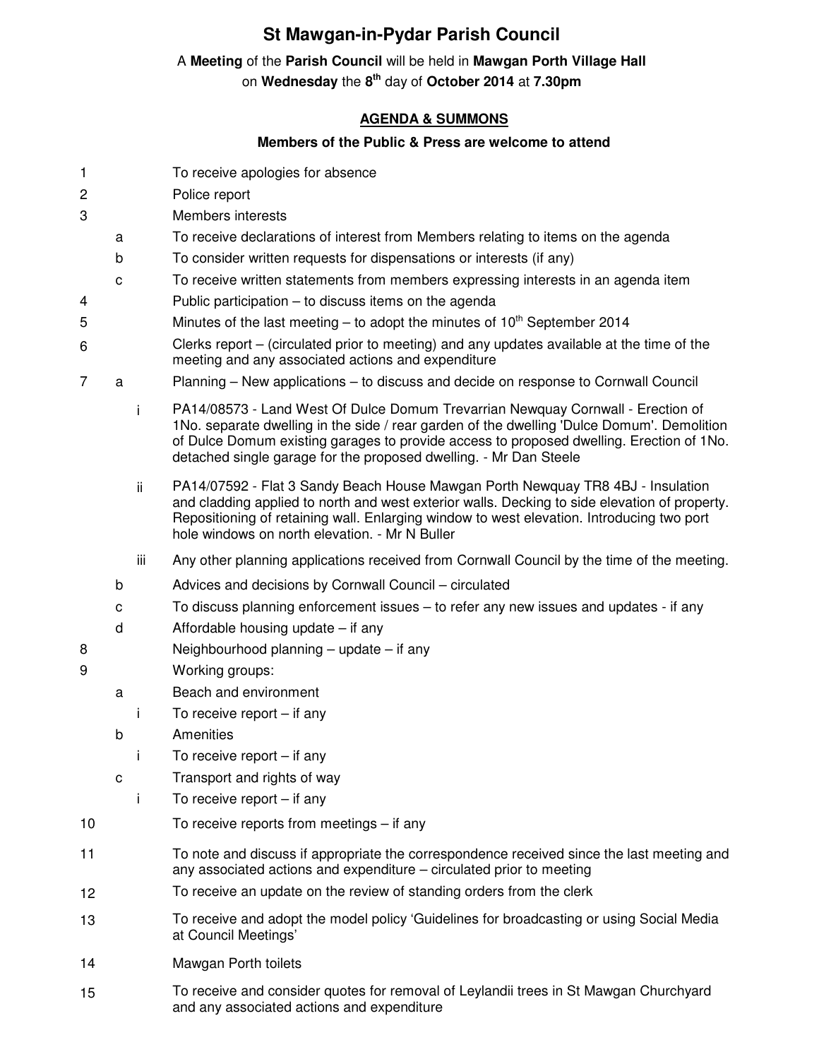# St Mawgan-in-Pydar Parish Council

A **Meeting** of the **Parish Council** will be held in **Mawgan Porth Village Hall** on **Wednesday** the **8th** day of **October 2014** at **7.30pm**

## AGENDA & SUMMONS

**Members of the Public & Press are welcome to attend**

1. To receive apologies for absence
2. Police report
3. Members interests
   - a. To receive declarations of interest from Members relating to items on the agenda
   - b. To consider written requests for dispensations or interests (if any)
   - c. To receive written statements from members expressing interests in an agenda item
4. Public participation – to discuss items on the agenda
5. Minutes of the last meeting – to adopt the minutes of 10th September 2014
6. Clerks report – (circulated prior to meeting) and any updates available at the time of the meeting and any associated actions and expenditure
7. a. Planning – New applications – to discuss and decide on response to Cornwall Council
      - i. PA14/08573 - Land West Of Dulce Domum Trevarrian Newquay Cornwall - Erection of 1No. separate dwelling in the side / rear garden of the dwelling 'Dulce Domum'. Demolition of Dulce Domum existing garages to provide access to proposed dwelling. Erection of 1No. detached single garage for the proposed dwelling. - Mr Dan Steele
      - ii. PA14/07592 - Flat 3 Sandy Beach House Mawgan Porth Newquay TR8 4BJ - Insulation and cladding applied to north and west exterior walls. Decking to side elevation of property. Repositioning of retaining wall. Enlarging window to west elevation. Introducing two port hole windows on north elevation. - Mr N Buller
      - iii. Any other planning applications received from Cornwall Council by the time of the meeting.
   - b. Advices and decisions by Cornwall Council – circulated
   - c. To discuss planning enforcement issues – to refer any new issues and updates - if any
   - d. Affordable housing update – if any
8. Neighbourhood planning – update – if any
9. Working groups:
   - a. Beach and environment
     - i. To receive report – if any
   - b. Amenities
     - i. To receive report – if any
   - c. Transport and rights of way
     - i. To receive report – if any
10. To receive reports from meetings – if any
11. To note and discuss if appropriate the correspondence received since the last meeting and any associated actions and expenditure – circulated prior to meeting
12. To receive an update on the review of standing orders from the clerk
13. To receive and adopt the model policy 'Guidelines for broadcasting or using Social Media at Council Meetings'
14. Mawgan Porth toilets
15. To receive and consider quotes for removal of Leylandii trees in St Mawgan Churchyard and any associated actions and expenditure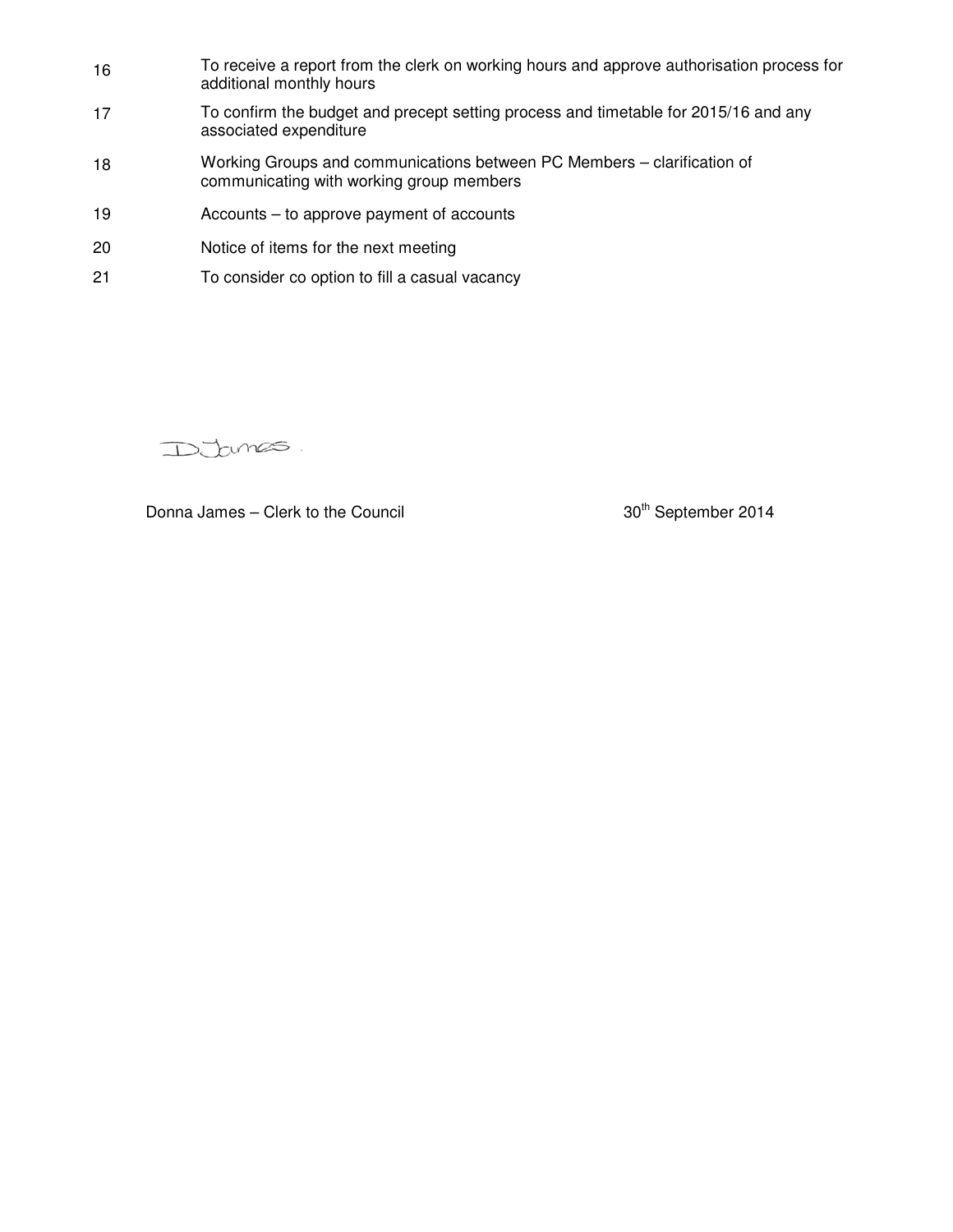16 To receive a report from the clerk on working hours and approve authorisation process for additional monthly hours

17 To confirm the budget and precept setting process and timetable for 2015/16 and any associated expenditure

18 Working Groups and communications between PC Members – clarification of communicating with working group members

19 Accounts – to approve payment of accounts

20 Notice of items for the next meeting

21 To consider co option to fill a casual vacancy

D.James.

Donna James – Clerk to the Council 30th September 2014